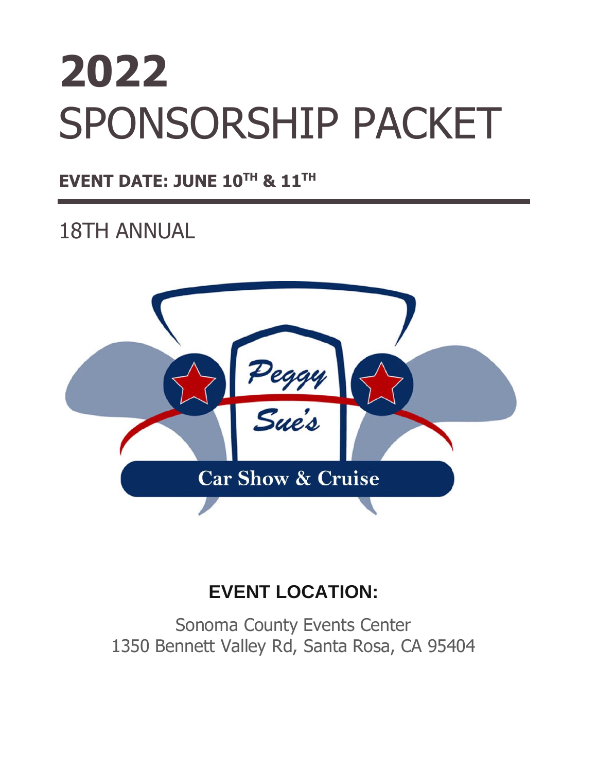# 2022
# SPONSORSHIP PACKET

**EVENT DATE: JUNE 10TH & 11TH**

## 18TH ANNUAL

Peggy Sue's

Car Show & Cruise

### EVENT LOCATION:

Sonoma County Events Center
1350 Bennett Valley Rd, Santa Rosa, CA 95404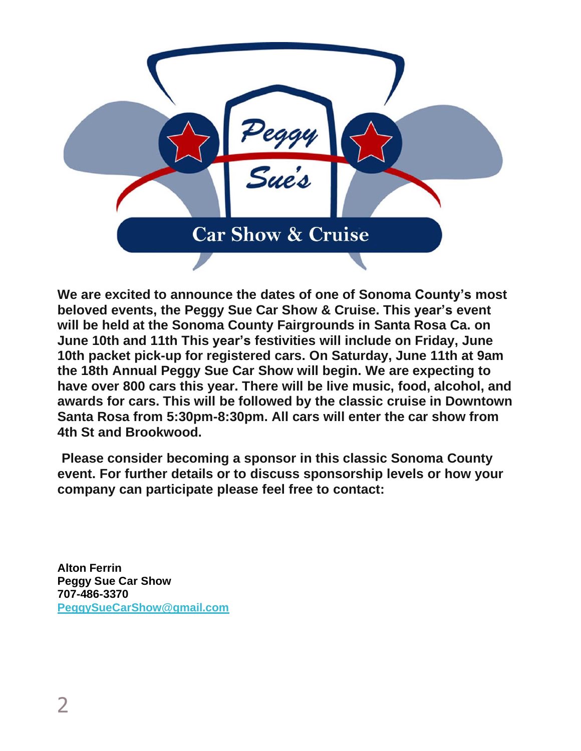Peggy Sue's

Car Show & Cruise

**We are excited to announce the dates of one of Sonoma County's most beloved events, the Peggy Sue Car Show & Cruise. This year's event will be held at the Sonoma County Fairgrounds in Santa Rosa Ca. on June 10th and 11th This year's festivities will include on Friday, June 10th packet pick-up for registered cars. On Saturday, June 11th at 9am the 18th Annual Peggy Sue Car Show will begin. We are expecting to have over 800 cars this year. There will be live music, food, alcohol, and awards for cars. This will be followed by the classic cruise in Downtown Santa Rosa from 5:30pm-8:30pm. All cars will enter the car show from 4th St and Brookwood.**

**Please consider becoming a sponsor in this classic Sonoma County event. For further details or to discuss sponsorship levels or how your company can participate please feel free to contact:**

**Alton Ferrin**
**Peggy Sue Car Show**
**707-486-3370**
**PeggySueCarShow@gmail.com**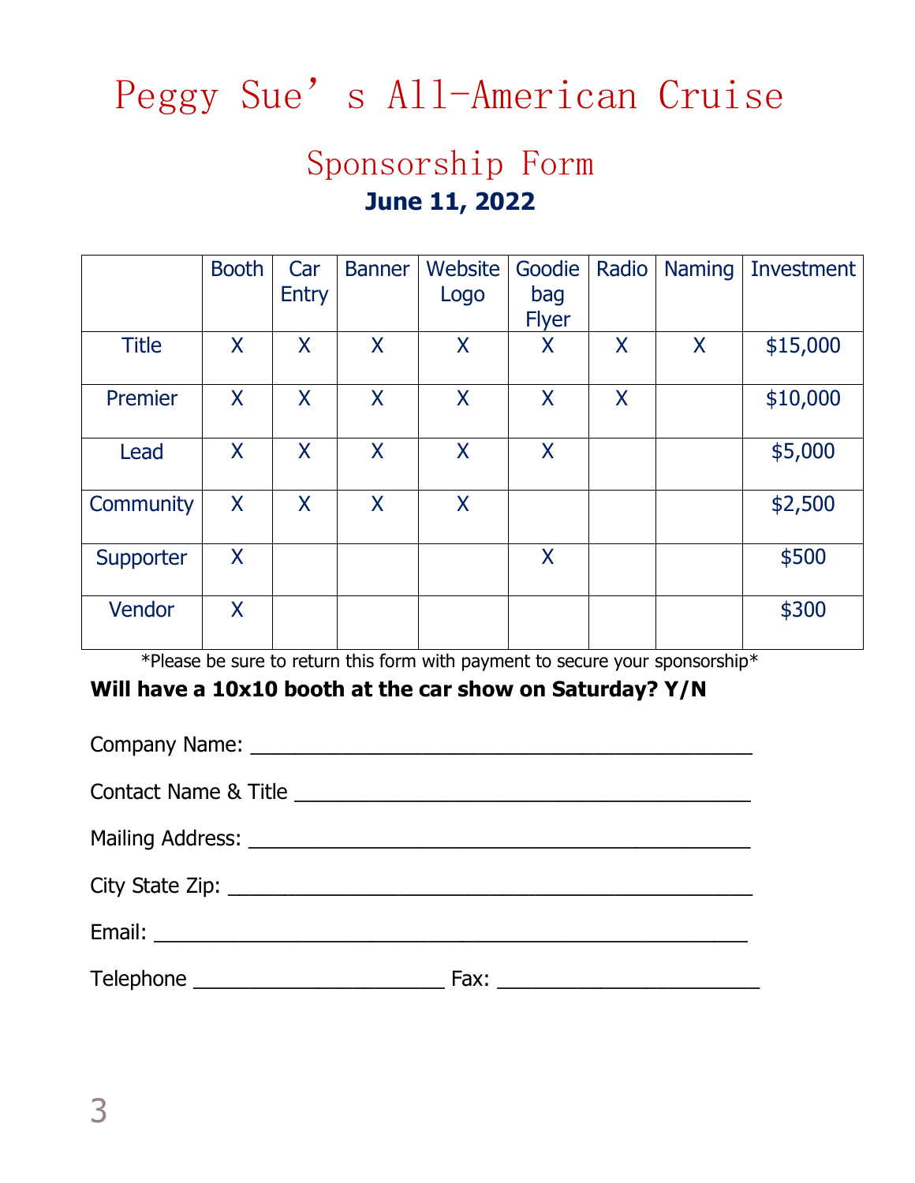# Peggy Sue's All-American Cruise

## Sponsorship Form

**June 11, 2022**

| | Booth | Car Entry | Banner | Website Logo | Goodie bag Flyer | Radio | Naming | Investment |
|---|---|---|---|---|---|---|---|---|
| Title | X | X | X | X | X | X | X | $15,000 |
| Premier | X | X | X | X | X | X | | $10,000 |
| Lead | X | X | X | X | X | | | $5,000 |
| Community | X | X | X | X | | | | $2,500 |
| Supporter | X | | | | X | | | $500 |
| Vendor | X | | | | | | | $300 |

*Please be sure to return this form with payment to secure your sponsorship*

**Will have a 10x10 booth at the car show on Saturday? Y/N**

Company Name: ___________________________________________

Contact Name & Title ________________________________________

Mailing Address: ___________________________________________

City State Zip: _____________________________________________

Email: ____________________________________________________

Telephone ______________________ Fax: _______________________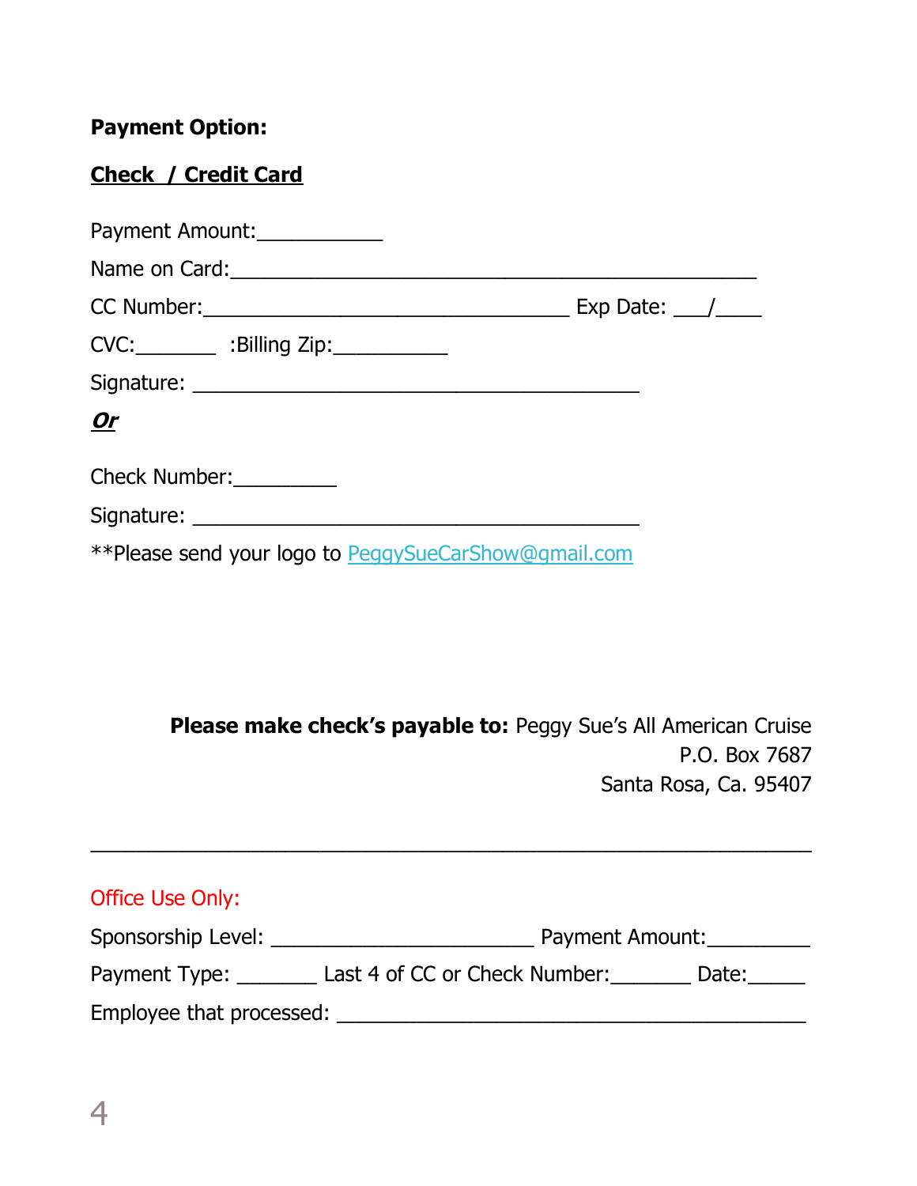**Payment Option:**

**Check / Credit Card**

Payment Amount:___________

Name on Card:_______________________________________________

CC Number:_________________________________ Exp Date: ___/____

CVC:_______ :Billing Zip:__________

Signature: ________________________________________

***Or***

Check Number:_________

Signature: ________________________________________

**Please send your logo to PeggySueCarShow@gmail.com

**Please make check's payable to:** Peggy Sue's All American Cruise
P.O. Box 7687
Santa Rosa, Ca. 95407

---

Office Use Only:

Sponsorship Level: _______________________ Payment Amount:_________

Payment Type: _______ Last 4 of CC or Check Number:_______ Date:_____

Employee that processed: __________________________________________